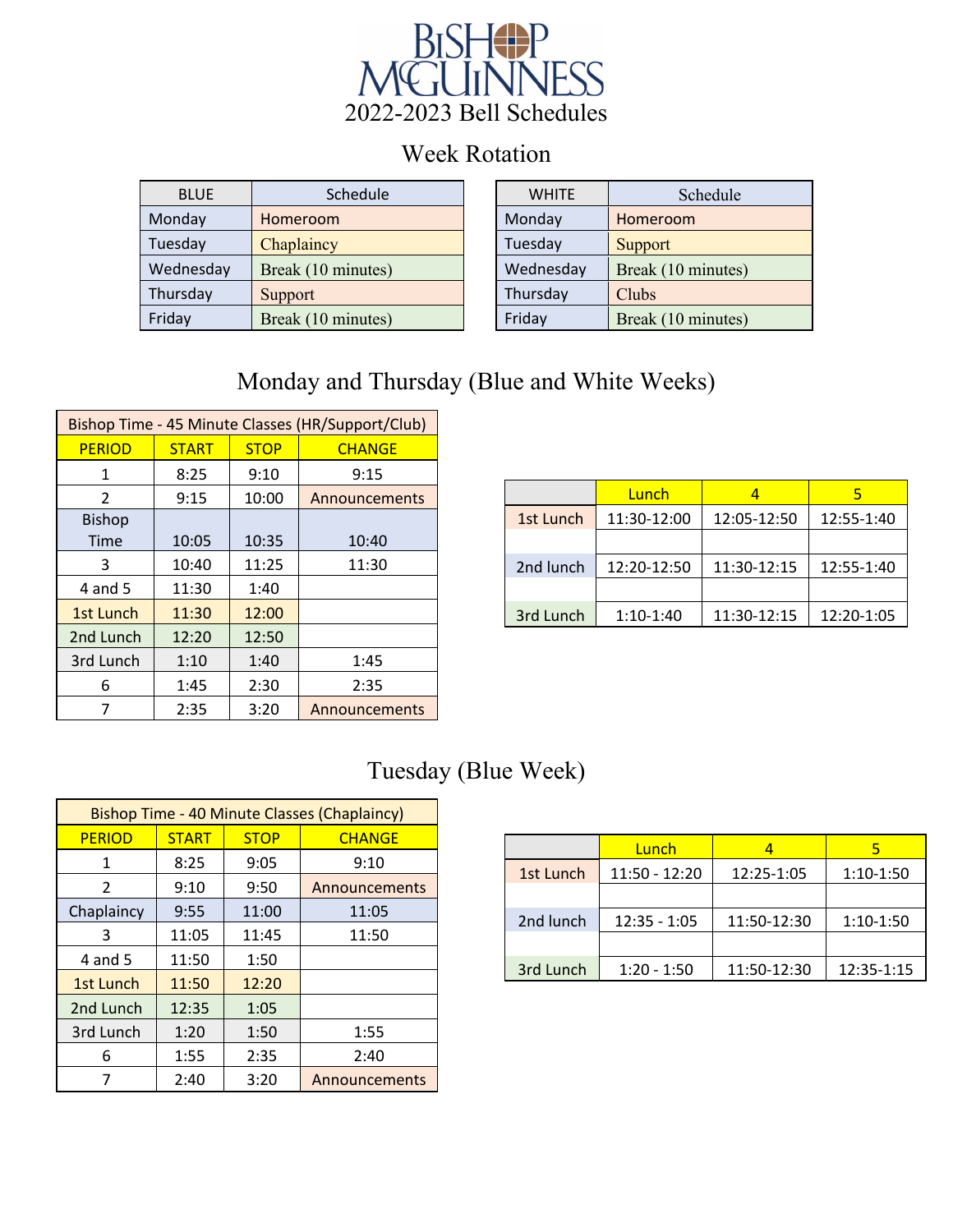# BISHOP McGUINNESS

## 2022-2023 Bell Schedules

### Week Rotation

| BLUE | Schedule |
|---|---|
| Monday | Homeroom |
| Tuesday | Chaplaincy |
| Wednesday | Break (10 minutes) |
| Thursday | Support |
| Friday | Break (10 minutes) |

| WHITE | Schedule |
|---|---|
| Monday | Homeroom |
| Tuesday | Support |
| Wednesday | Break (10 minutes) |
| Thursday | Clubs |
| Friday | Break (10 minutes) |

### Monday and Thursday (Blue and White Weeks)

| Bishop Time - 45 Minute Classes (HR/Support/Club) | | | |
|---|---|---|---|
| PERIOD | START | STOP | CHANGE |
| 1 | 8:25 | 9:10 | 9:15 |
| 2 | 9:15 | 10:00 | Announcements |
| Bishop Time | 10:05 | 10:35 | 10:40 |
| 3 | 10:40 | 11:25 | 11:30 |
| 4 and 5 | 11:30 | 1:40 | |
| 1st Lunch | 11:30 | 12:00 | |
| 2nd Lunch | 12:20 | 12:50 | |
| 3rd Lunch | 1:10 | 1:40 | 1:45 |
| 6 | 1:45 | 2:30 | 2:35 |
| 7 | 2:35 | 3:20 | Announcements |

| | Lunch | 4 | 5 |
|---|---|---|---|
| 1st Lunch | 11:30-12:00 | 12:05-12:50 | 12:55-1:40 |
| 2nd lunch | 12:20-12:50 | 11:30-12:15 | 12:55-1:40 |
| 3rd Lunch | 1:10-1:40 | 11:30-12:15 | 12:20-1:05 |

### Tuesday (Blue Week)

| Bishop Time - 40 Minute Classes (Chaplaincy) | | | |
|---|---|---|---|
| PERIOD | START | STOP | CHANGE |
| 1 | 8:25 | 9:05 | 9:10 |
| 2 | 9:10 | 9:50 | Announcements |
| Chaplaincy | 9:55 | 11:00 | 11:05 |
| 3 | 11:05 | 11:45 | 11:50 |
| 4 and 5 | 11:50 | 1:50 | |
| 1st Lunch | 11:50 | 12:20 | |
| 2nd Lunch | 12:35 | 1:05 | |
| 3rd Lunch | 1:20 | 1:50 | 1:55 |
| 6 | 1:55 | 2:35 | 2:40 |
| 7 | 2:40 | 3:20 | Announcements |

| | Lunch | 4 | 5 |
|---|---|---|---|
| 1st Lunch | 11:50 - 12:20 | 12:25-1:05 | 1:10-1:50 |
| 2nd lunch | 12:35 - 1:05 | 11:50-12:30 | 1:10-1:50 |
| 3rd Lunch | 1:20 - 1:50 | 11:50-12:30 | 12:35-1:15 |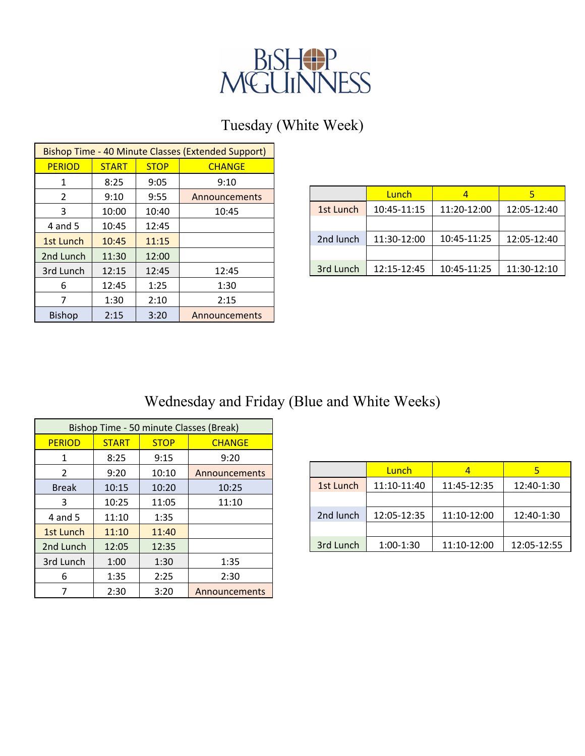# Bishop McGuinness

## Tuesday (White Week)

| Bishop Time - 40 Minute Classes (Extended Support) | | | |
|---|---|---|---|
| PERIOD | START | STOP | CHANGE |
| 1 | 8:25 | 9:05 | 9:10 |
| 2 | 9:10 | 9:55 | Announcements |
| 3 | 10:00 | 10:40 | 10:45 |
| 4 and 5 | 10:45 | 12:45 | |
| 1st Lunch | 10:45 | 11:15 | |
| 2nd Lunch | 11:30 | 12:00 | |
| 3rd Lunch | 12:15 | 12:45 | 12:45 |
| 6 | 12:45 | 1:25 | 1:30 |
| 7 | 1:30 | 2:10 | 2:15 |
| Bishop | 2:15 | 3:20 | Announcements |

| | Lunch | 4 | 5 |
|---|---|---|---|
| 1st Lunch | 10:45-11:15 | 11:20-12:00 | 12:05-12:40 |
| | | | |
| 2nd lunch | 11:30-12:00 | 10:45-11:25 | 12:05-12:40 |
| | | | |
| 3rd Lunch | 12:15-12:45 | 10:45-11:25 | 11:30-12:10 |

## Wednesday and Friday (Blue and White Weeks)

| Bishop Time - 50 minute Classes (Break) | | | |
|---|---|---|---|
| PERIOD | START | STOP | CHANGE |
| 1 | 8:25 | 9:15 | 9:20 |
| 2 | 9:20 | 10:10 | Announcements |
| Break | 10:15 | 10:20 | 10:25 |
| 3 | 10:25 | 11:05 | 11:10 |
| 4 and 5 | 11:10 | 1:35 | |
| 1st Lunch | 11:10 | 11:40 | |
| 2nd Lunch | 12:05 | 12:35 | |
| 3rd Lunch | 1:00 | 1:30 | 1:35 |
| 6 | 1:35 | 2:25 | 2:30 |
| 7 | 2:30 | 3:20 | Announcements |

| | Lunch | 4 | 5 |
|---|---|---|---|
| 1st Lunch | 11:10-11:40 | 11:45-12:35 | 12:40-1:30 |
| | | | |
| 2nd lunch | 12:05-12:35 | 11:10-12:00 | 12:40-1:30 |
| | | | |
| 3rd Lunch | 1:00-1:30 | 11:10-12:00 | 12:05-12:55 |